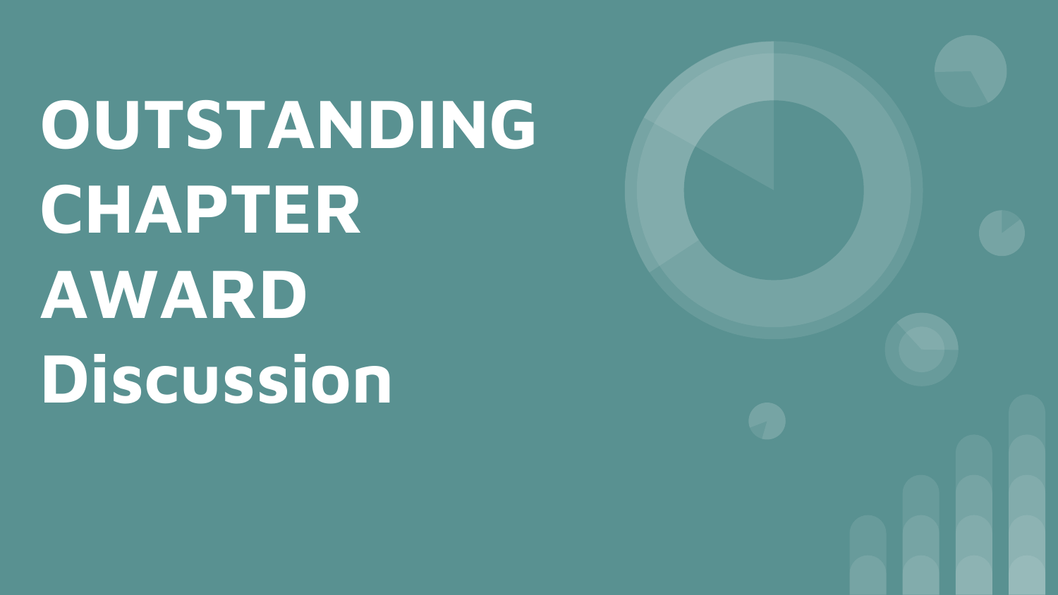# OUTSTANDING CHAPTER AWARD Discussion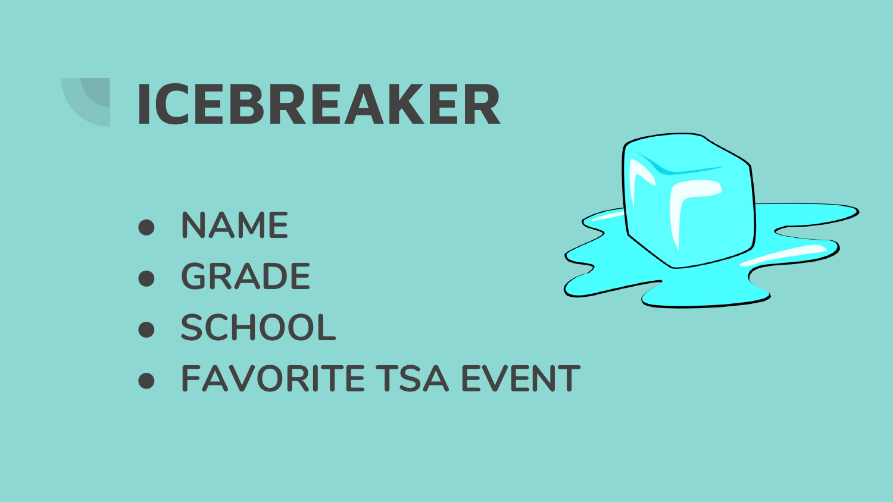# ICEBREAKER

- NAME
- GRADE
- SCHOOL
- FAVORITE TSA EVENT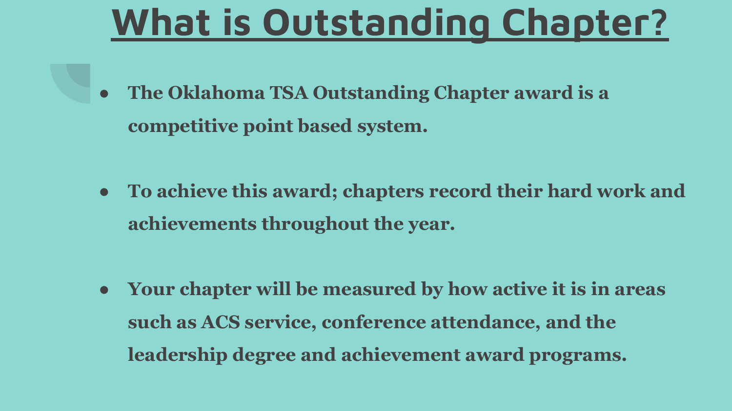# What is Outstanding Chapter?

- **The Oklahoma TSA Outstanding Chapter award is a competitive point based system.**

- **To achieve this award; chapters record their hard work and achievements throughout the year.**

- **Your chapter will be measured by how active it is in areas such as ACS service, conference attendance, and the leadership degree and achievement award programs.**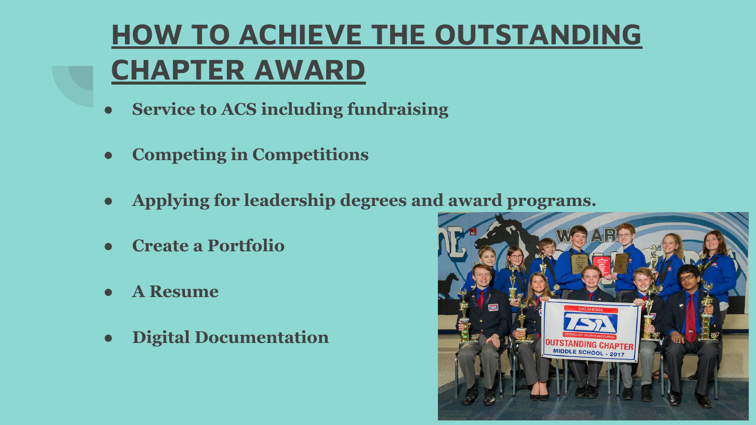# HOW TO ACHIEVE THE OUTSTANDING CHAPTER AWARD

- **Service to ACS including fundraising**
- **Competing in Competitions**
- **Applying for leadership degrees and award programs.**
- **Create a Portfolio**
- **A Resume**
- **Digital Documentation**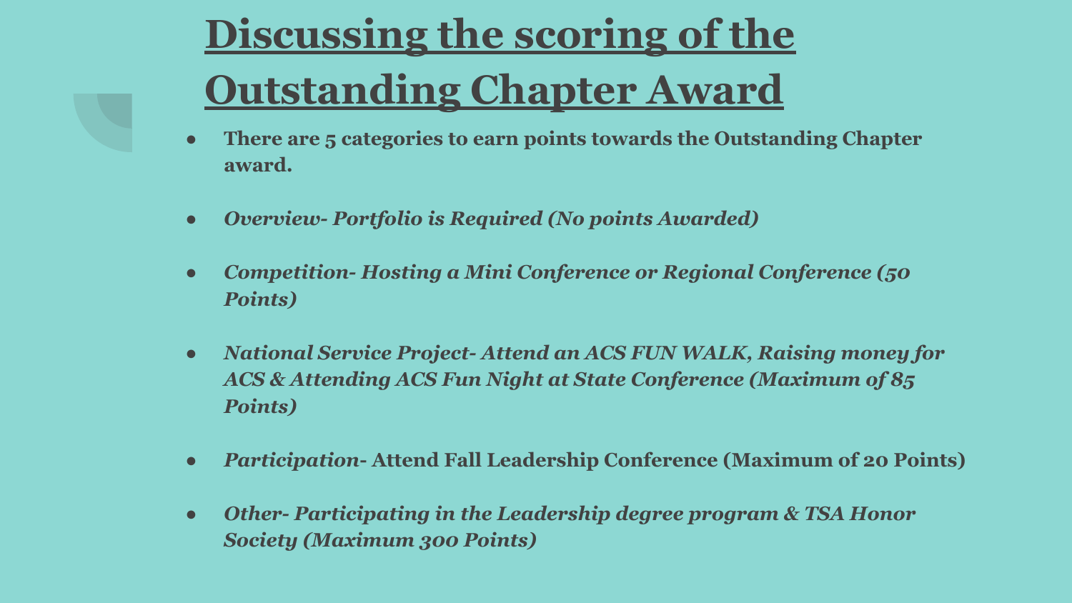# Discussing the scoring of the Outstanding Chapter Award

- **There are 5 categories to earn points towards the Outstanding Chapter award.**
- ***Overview- Portfolio is Required (No points Awarded)***
- ***Competition- Hosting a Mini Conference or Regional Conference (50 Points)***
- ***National Service Project- Attend an ACS FUN WALK, Raising money for ACS & Attending ACS Fun Night at State Conference (Maximum of 85 Points)***
- ***Participation*- Attend Fall Leadership Conference (Maximum of 20 Points)**
- ***Other- Participating in the Leadership degree program & TSA Honor Society (Maximum 300 Points)***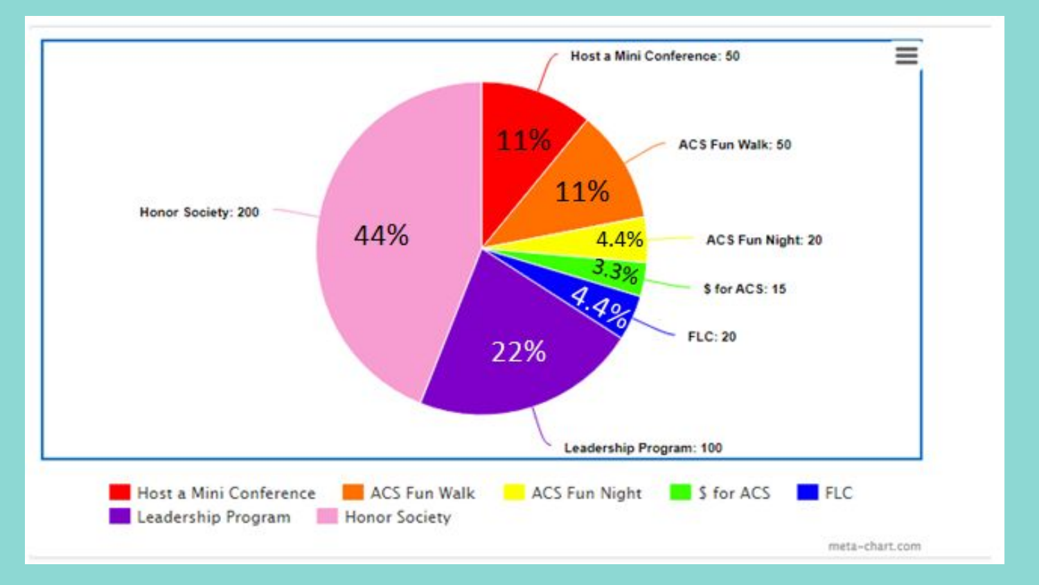| Category | Value | Percentage |
| --- | --- | --- |
| Host a Mini Conference | 50 | 11% |
| ACS Fun Walk | 50 | 11% |
| ACS Fun Night | 20 | 4.4% |
| $ for ACS | 15 | 3.3% |
| FLC | 20 | 4.4% |
| Leadership Program | 100 | 22% |
| Honor Society | 200 | 44% |

meta-chart.com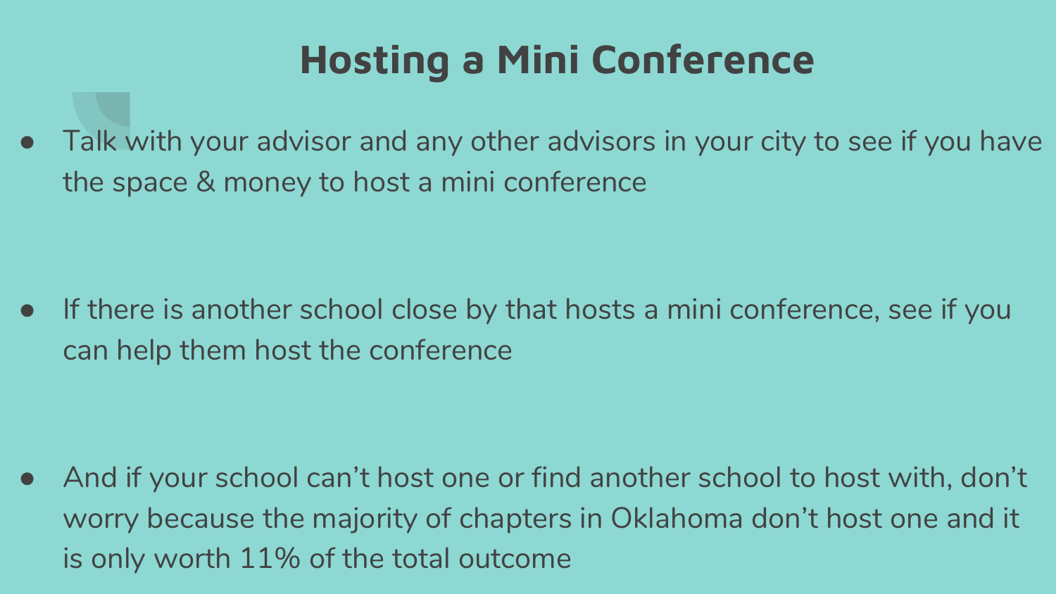# Hosting a Mini Conference

- Talk with your advisor and any other advisors in your city to see if you have the space & money to host a mini conference

- If there is another school close by that hosts a mini conference, see if you can help them host the conference

- And if your school can't host one or find another school to host with, don't worry because the majority of chapters in Oklahoma don't host one and it is only worth 11% of the total outcome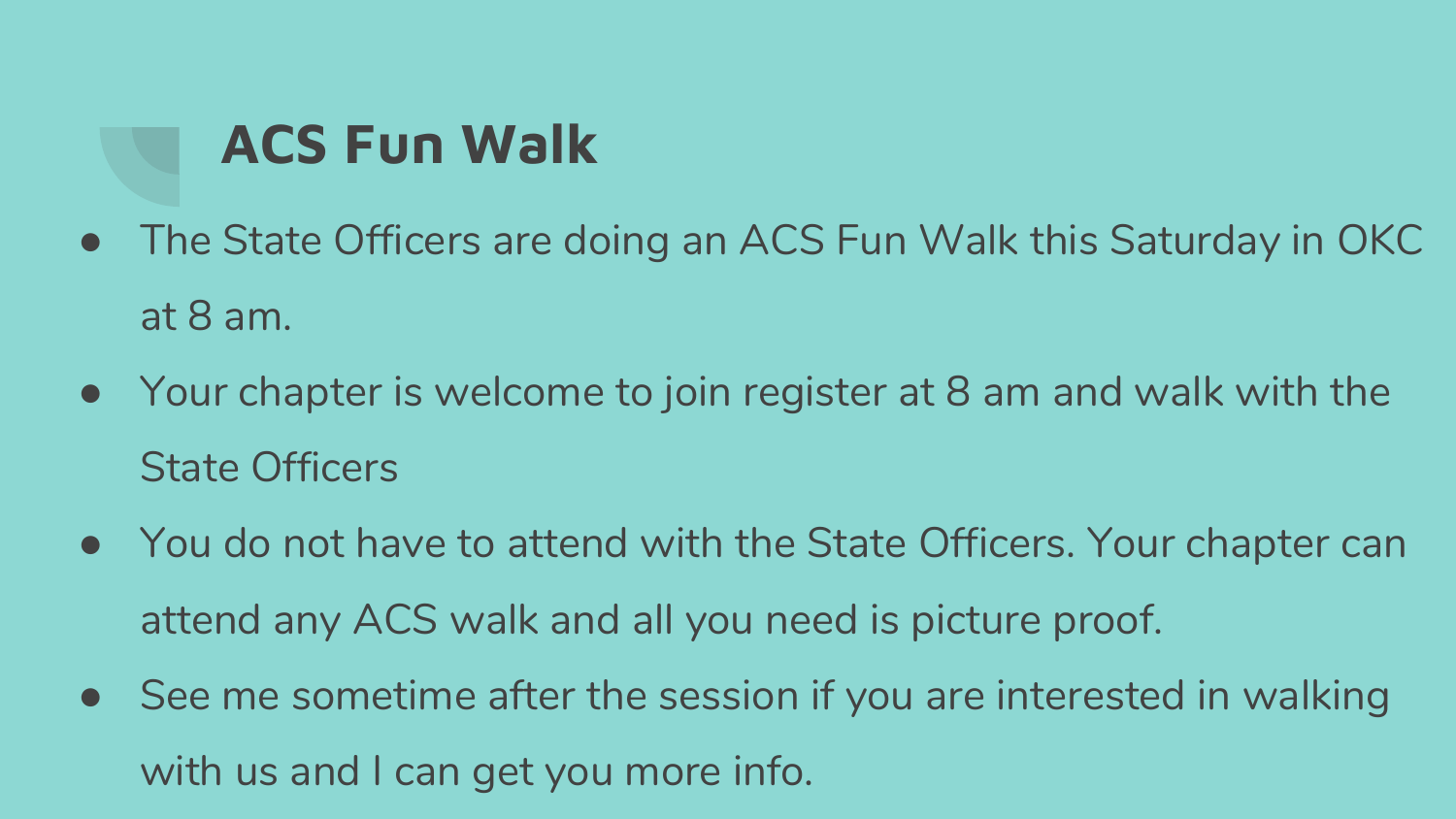# ACS Fun Walk

- The State Officers are doing an ACS Fun Walk this Saturday in OKC at 8 am.
- Your chapter is welcome to join register at 8 am and walk with the State Officers
- You do not have to attend with the State Officers. Your chapter can attend any ACS walk and all you need is picture proof.
- See me sometime after the session if you are interested in walking with us and I can get you more info.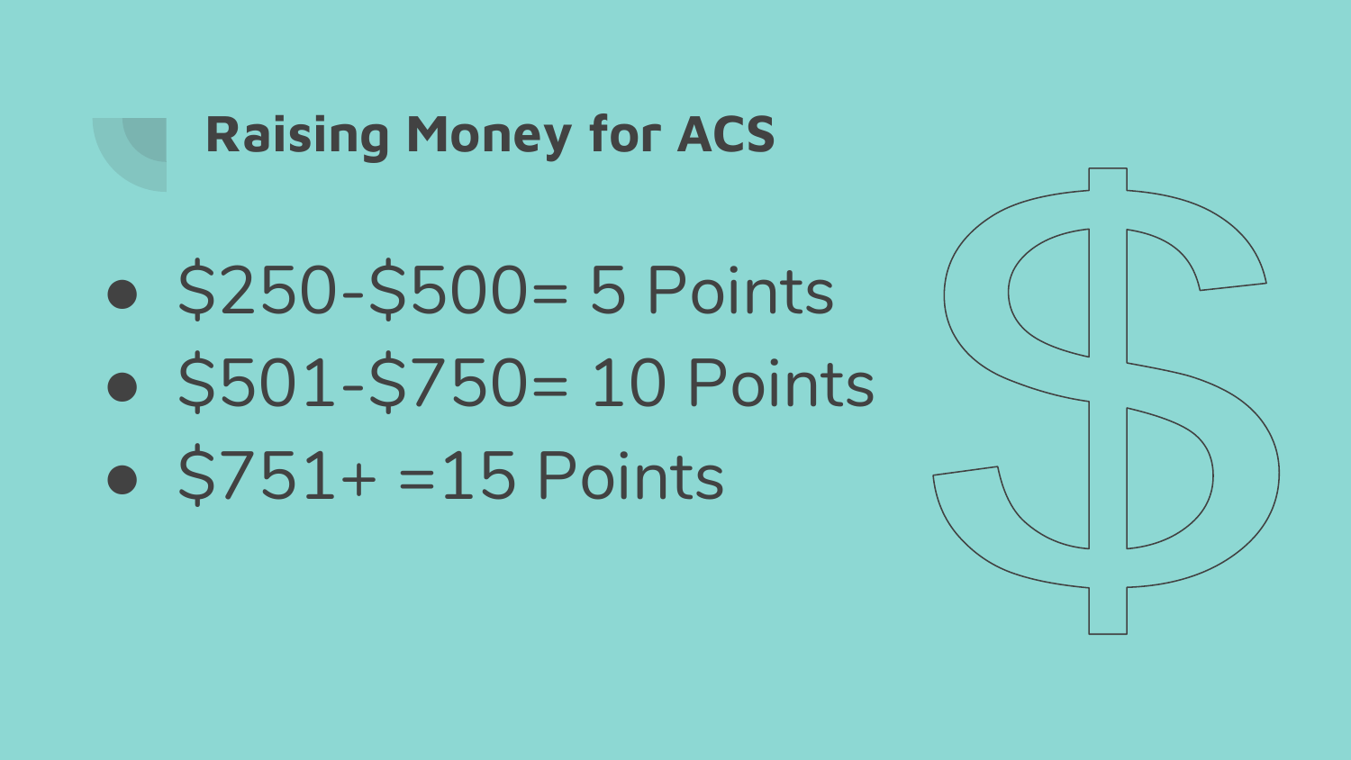## Raising Money for ACS

- $250-$500= 5 Points
- $501-$750= 10 Points
- $751+ =15 Points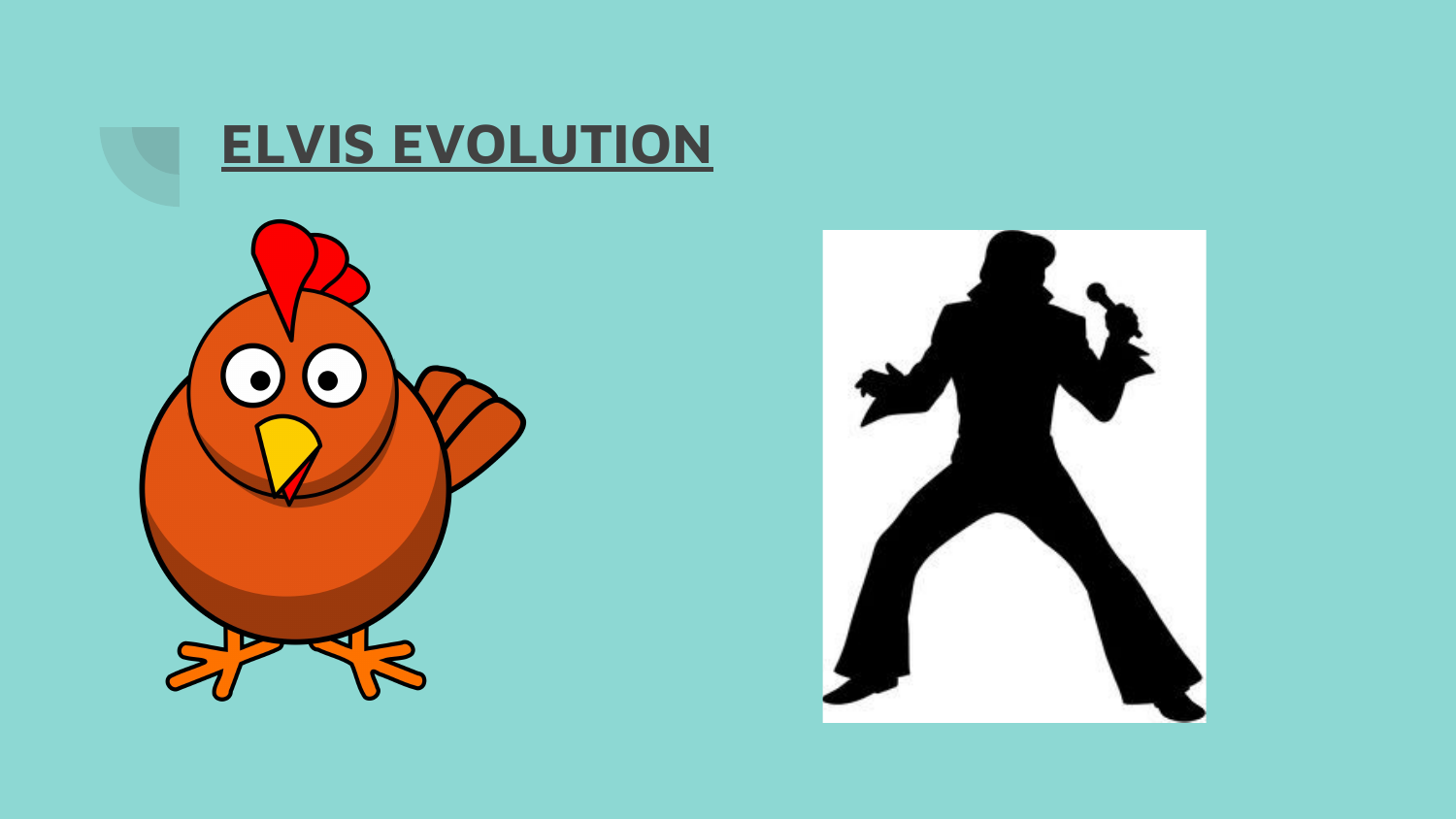## ELVIS EVOLUTION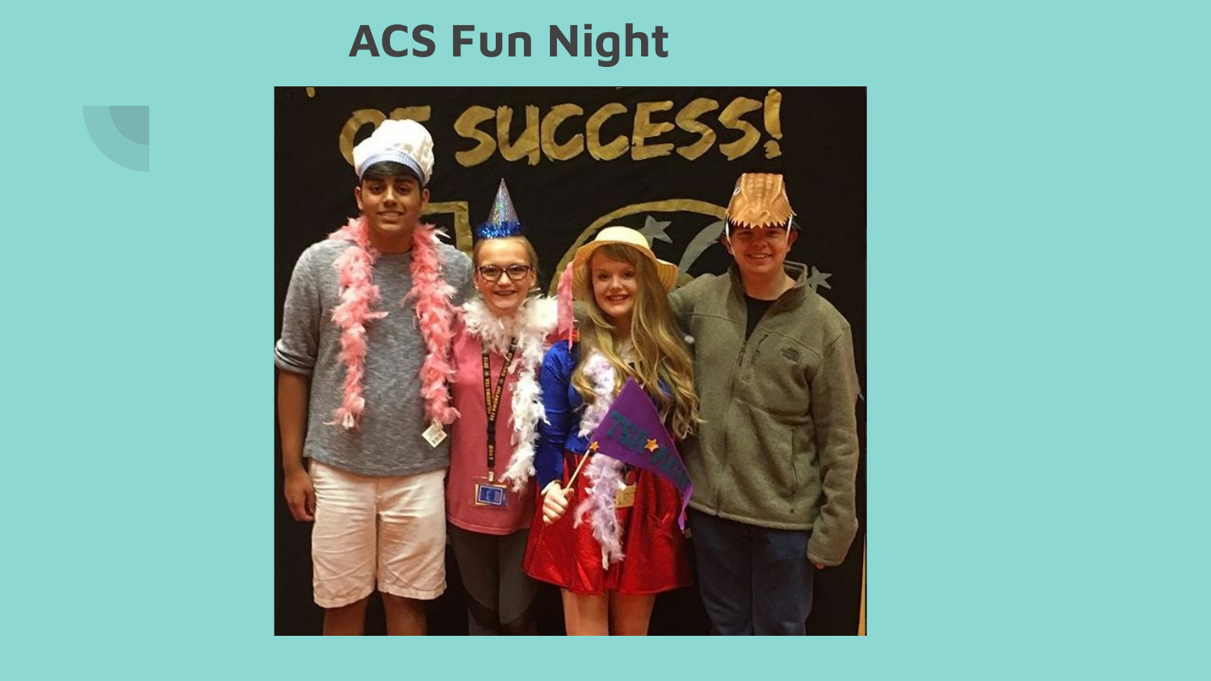# ACS Fun Night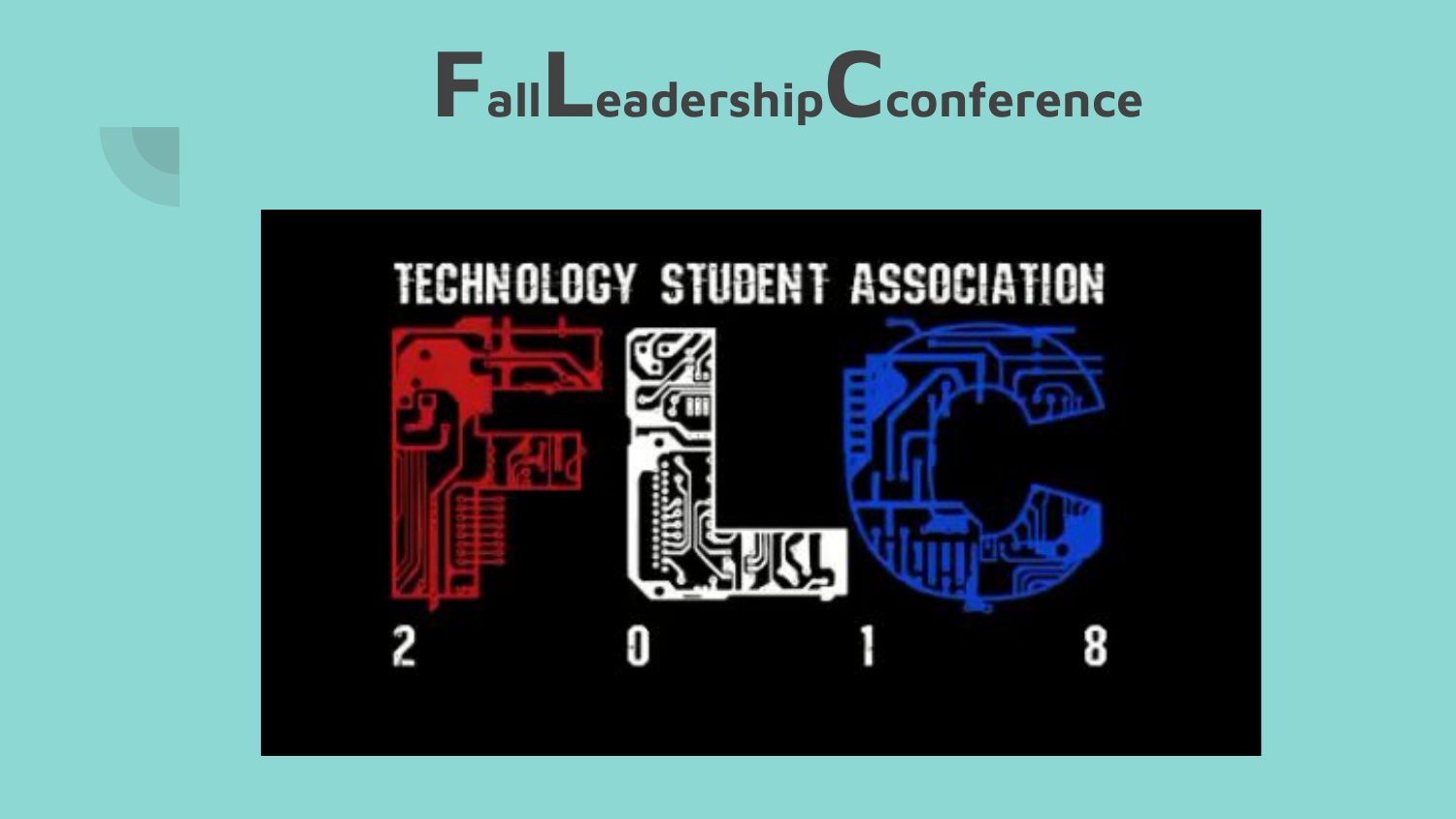# FallLeadershipCconference

TECHNOLOGY STUDENT ASSOCIATION

FLC

2018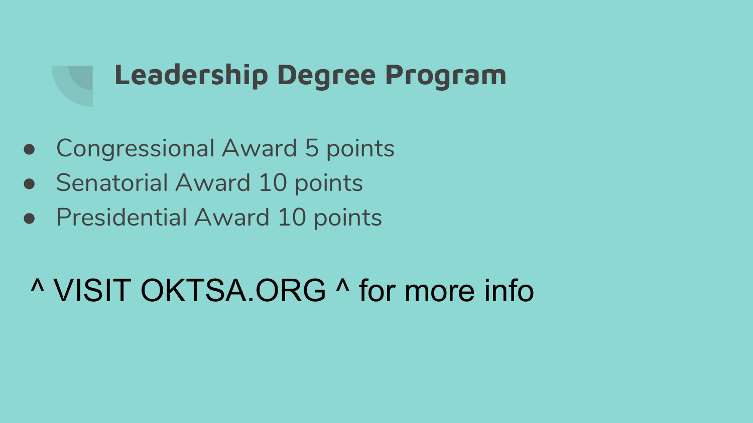# Leadership Degree Program

- Congressional Award 5 points
- Senatorial Award 10 points
- Presidential Award 10 points

^ VISIT OKTSA.ORG ^ for more info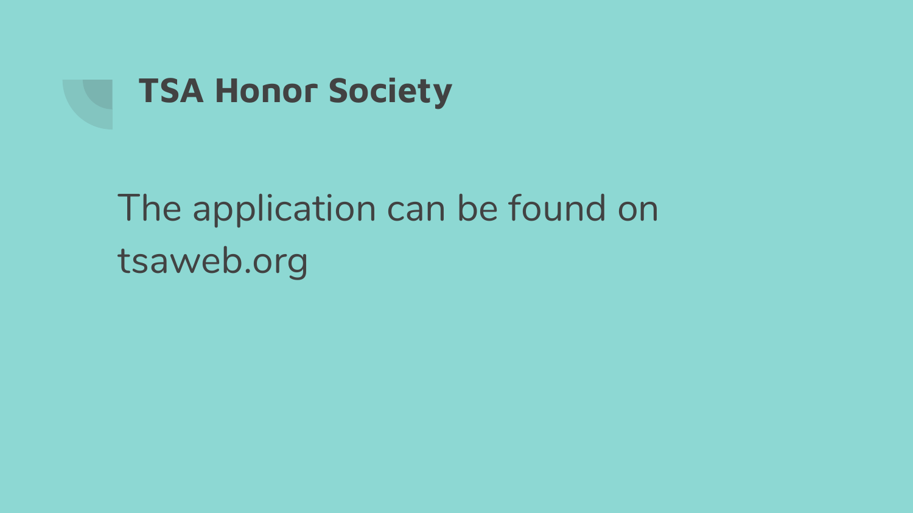# TSA Honor Society

The application can be found on tsaweb.org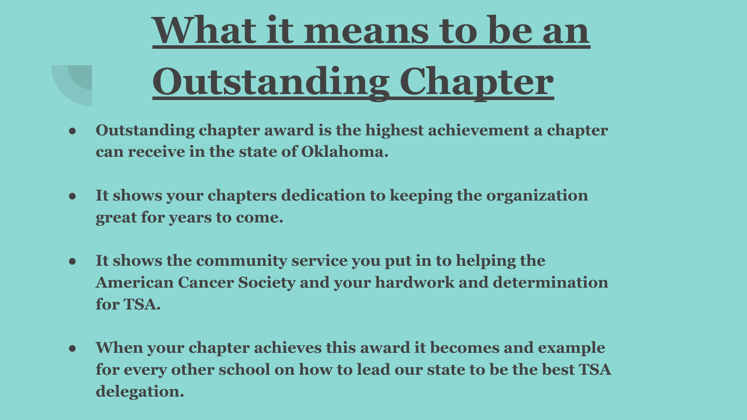# What it means to be an Outstanding Chapter

- **Outstanding chapter award is the highest achievement a chapter can receive in the state of Oklahoma.**
- **It shows your chapters dedication to keeping the organization great for years to come.**
- **It shows the community service you put in to helping the American Cancer Society and your hardwork and determination for TSA.**
- **When your chapter achieves this award it becomes and example for every other school on how to lead our state to be the best TSA delegation.**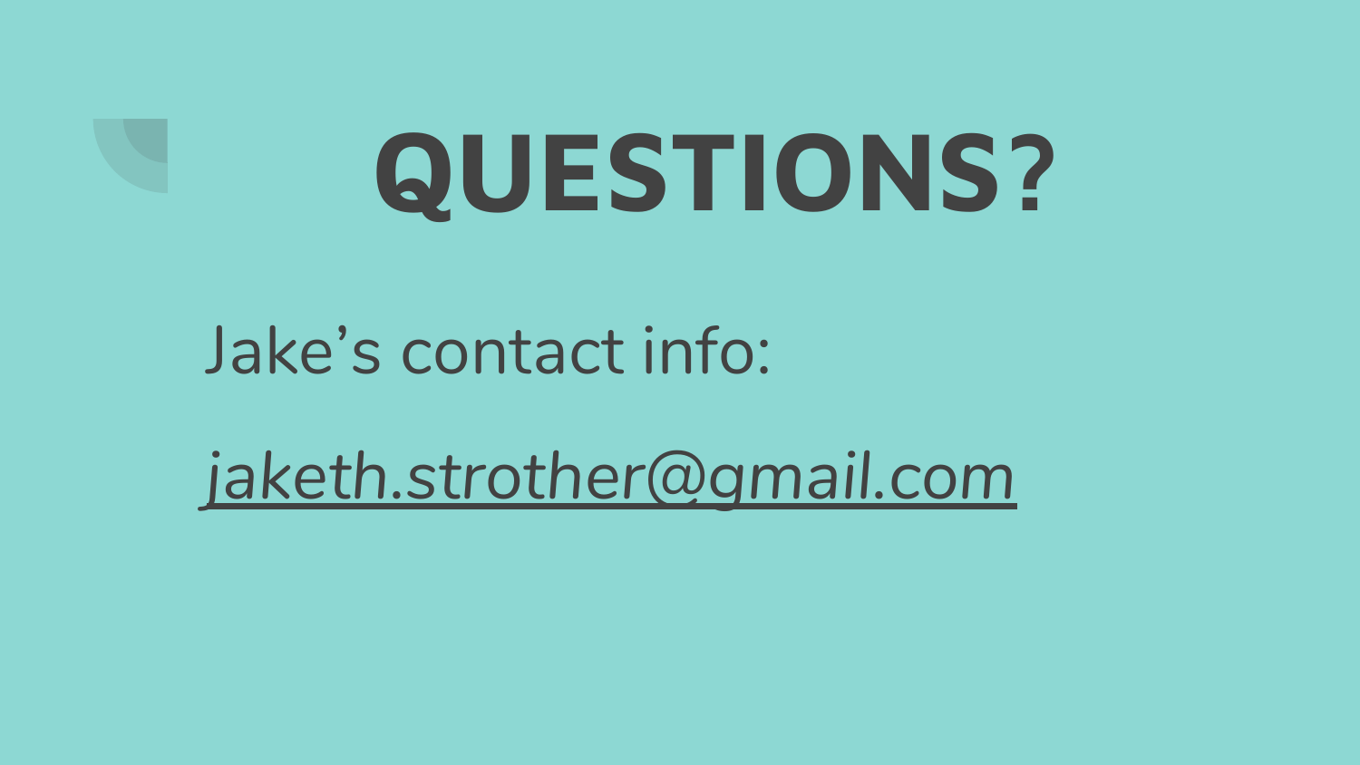# QUESTIONS?

Jake's contact info:

*jaketh.strother@gmail.com*